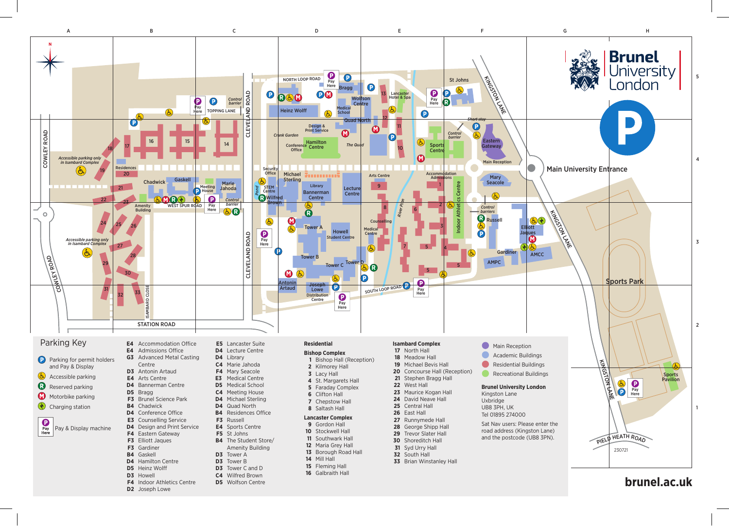# Brunel University London

Main University Entrance

## Parking Key

- P — Parking for permit holders and Pay & Display
- Accessible parking
- R — Reserved parking
- M — Motorbike parking
- Charging station
- Pay Here — Pay & Display machine

## Building Index

| Grid | Building |
|---|---|
| E4 | Accommodation Office |
| E4 | Admissions Office |
| G3 | Advanced Metal Casting Centre |
| D3 | Antonin Artaud |
| E4 | Arts Centre |
| D4 | Bannerman Centre |
| D5 | Bragg |
| F3 | Brunel Science Park |
| B4 | Chadwick |
| D4 | Conference Office |
| E3 | Counselling Service |
| D4 | Design and Print Service |
| F4 | Eastern Gateway |
| F3 | Elliott Jaques |
| F3 | Gardiner |
| B4 | Gaskell |
| D4 | Hamilton Centre |
| D5 | Heinz Wolff |
| D3 | Howell |
| F4 | Indoor Athletics Centre |
| D2 | Joseph Lowe |
| E5 | Lancaster Suite |
| D4 | Lecture Centre |
| D4 | Library |
| C4 | Marie Jahoda |
| F4 | Mary Seacole |
| E3 | Medical Centre |
| D5 | Medical School |
| C4 | Meeting House |
| D4 | Michael Sterling |
| D4 | Quad North |
| B4 | Residences Office |
| F3 | Russell |
| E4 | Sports Centre |
| F5 | St Johns |
| B4 | The Student Store/Amenity Building |
| D3 | Tower A |
| D3 | Tower B |
| D3 | Tower C and D |
| C4 | Wilfred Brown |
| D5 | Wolfson Centre |

## Residential

### Bishop Complex

1. Bishop Hall (Reception)
2. Kilmorey Hall
3. Lacy Hall
4. St. Margarets Hall
5. Faraday Complex
6. Clifton Hall
7. Chepstow Hall
8. Saltash Hall

### Lancaster Complex

9. Gordon Hall
10. Stockwell Hall
11. Southwark Hall
12. Maria Grey Hall
13. Borough Road Hall
14. Mill Hall
15. Fleming Hall
16. Galbraith Hall

### Isambard Complex

17. North Hall
18. Meadow Hall
19. Michael Bevis Hall
20. Concourse Hall (Reception)
21. Stephen Bragg Hall
22. West Hall
23. Maurice Kogan Hall
24. David Neave Hall
25. Central Hall
26. East Hall
27. Runnymede Hall
28. George Shipp Hall
29. Trevor Slater Hall
30. Shoreditch Hall
31. Syd Urry Hall
32. South Hall
33. Brian Winstanley Hall

## Legend

- Main Reception
- Academic Buildings
- Residential Buildings
- Recreational Buildings

**Brunel University London**
Kingston Lane
Uxbridge
UB8 3PH, UK
Tel 01895 274000

Sat Nav users: Please enter the road address (Kingston Lane) and the postcode (UB8 3PN).

230721

**brunel.ac.uk**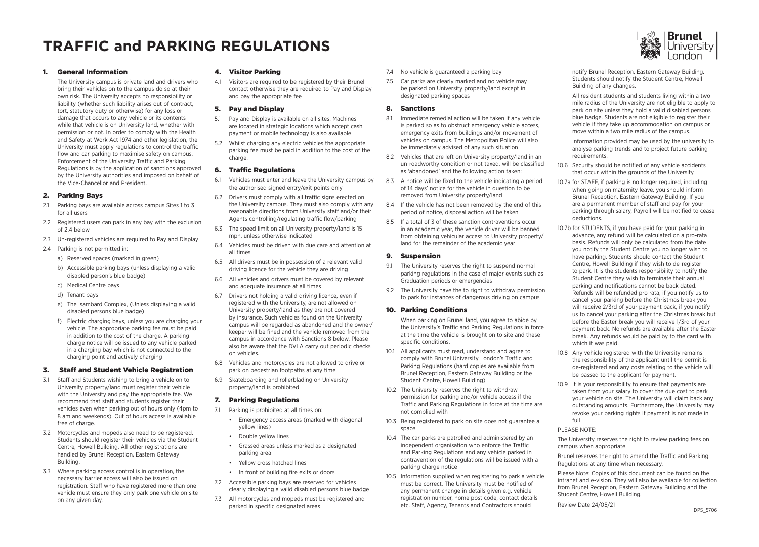# TRAFFIC and PARKING REGULATIONS

## 1. General Information

The University campus is private land and drivers who bring their vehicles on to the campus do so at their own risk. The University accepts no responsibility or liability (whether such liability arises out of contract, tort, statutory duty or otherwise) for any loss or damage that occurs to any vehicle or its contents while that vehicle is on University land, whether with permission or not. In order to comply with the Health and Safety at Work Act 1974 and other legislation, the University must apply regulations to control the traffic flow and car parking to maximise safety on campus. Enforcement of the University Traffic and Parking Regulations is by the application of sanctions approved by the University authorities and imposed on behalf of the Vice-Chancellor and President.

## 2. Parking Bays

2.1 Parking bays are available across campus Sites 1 to 3 for all users

2.2 Registered users can park in any bay with the exclusion of 2.4 below

2.3 Un-registered vehicles are required to Pay and Display

2.4 Parking is not permitted in:

a) Reserved spaces (marked in green)

b) Accessible parking bays (unless displaying a valid disabled person's blue badge)

c) Medical Centre bays

d) Tenant bays

e) The Isambard Complex, (Unless displaying a valid disabled persons blue badge)

f) Electric charging bays, unless you are charging your vehicle. The appropriate parking fee must be paid in addition to the cost of the charge. A parking charge notice will be issued to any vehicle parked in a charging bay which is not connected to the charging point and actively charging

## 3. Staff and Student Vehicle Registration

3.1 Staff and Students wishing to bring a vehicle on to University property/land must register their vehicle with the University and pay the appropriate fee. We recommend that staff and students register their vehicles even when parking out of hours only (4pm to 8 am and weekends). Out of hours access is available free of charge.

3.2 Motorcycles and mopeds also need to be registered. Students should register their vehicles via the Student Centre, Howell Building. All other registrations are handled by Brunel Reception, Eastern Gateway Building.

3.3 Where parking access control is in operation, the necessary barrier access will also be issued on registration. Staff who have registered more than one vehicle must ensure they only park one vehicle on site on any given day.

## 4. Visitor Parking

4.1 Visitors are required to be registered by their Brunel contact otherwise they are required to Pay and Display and pay the appropriate fee

## 5. Pay and Display

5.1 Pay and Display is available on all sites. Machines are located in strategic locations which accept cash payment or mobile technology is also available

5.2 Whilst charging any electric vehicles the appropriate parking fee must be paid in addition to the cost of the charge.

## 6. Traffic Regulations

6.1 Vehicles must enter and leave the University campus by the authorised signed entry/exit points only

6.2 Drivers must comply with all traffic signs erected on the University campus. They must also comply with any reasonable directions from University staff and/or their Agents controlling/regulating traffic flow/parking

6.3 The speed limit on all University property/land is 15 mph, unless otherwise indicated

6.4 Vehicles must be driven with due care and attention at all times

6.5 All drivers must be in possession of a relevant valid driving licence for the vehicle they are driving

6.6 All vehicles and drivers must be covered by relevant and adequate insurance at all times

6.7 Drivers not holding a valid driving licence, even if registered with the University, are not allowed on University property/land as they are not covered by insurance. Such vehicles found on the University campus will be regarded as abandoned and the owner/keeper will be fined and the vehicle removed from the campus in accordance with Sanctions 8 below. Please also be aware that the DVLA carry out periodic checks on vehicles.

6.8 Vehicles and motorcycles are not allowed to drive or park on pedestrian footpaths at any time

6.9 Skateboarding and rollerblading on University property/land is prohibited

## 7. Parking Regulations

7.1 Parking is prohibited at all times on:

- Emergency access areas (marked with diagonal yellow lines)
- Double yellow lines
- Grassed areas unless marked as a designated parking area
- Yellow cross hatched lines
- In front of building fire exits or doors

7.2 Accessible parking bays are reserved for vehicles clearly displaying a valid disabled persons blue badge

7.3 All motorcycles and mopeds must be registered and parked in specific designated areas

7.4 No vehicle is guaranteed a parking bay

7.5 Car parks are clearly marked and no vehicle may be parked on University property/land except in designated parking spaces

## 8. Sanctions

8.1 Immediate remedial action will be taken if any vehicle is parked so as to obstruct emergency vehicle access, emergency exits from buildings and/or movement of vehicles on campus. The Metropolitan Police will also be immediately advised of any such situation

8.2 Vehicles that are left on University property/land in an un-roadworthy condition or not taxed, will be classified as 'abandoned' and the following action taken:

8.3 A notice will be fixed to the vehicle indicating a period of 14 days' notice for the vehicle in question to be removed from University property/land

8.4 If the vehicle has not been removed by the end of this period of notice, disposal action will be taken

8.5 If a total of 3 of these sanction contraventions occur in an academic year, the vehicle driver will be banned from obtaining vehicular access to University property/land for the remainder of the academic year

## 9. Suspension

9.1 The University reserves the right to suspend normal parking regulations in the case of major events such as Graduation periods or emergencies

9.2 The University have the to right to withdraw permission to park for instances of dangerous driving on campus

## 10. Parking Conditions

When parking on Brunel land, you agree to abide by the University's Traffic and Parking Regulations in force at the time the vehicle is brought on to site and these specific conditions.

10.1 All applicants must read, understand and agree to comply with Brunel University London's Traffic and Parking Regulations (hard copies are available from Brunel Reception, Eastern Gateway Building or the Student Centre, Howell Building)

10.2 The University reserves the right to withdraw permission for parking and/or vehicle access if the Traffic and Parking Regulations in force at the time are not complied with

10.3 Being registered to park on site does not guarantee a space

10.4 The car parks are patrolled and administered by an independent organisation who enforce the Traffic and Parking Regulations and any vehicle parked in contravention of the regulations will be issued with a parking charge notice

10.5 Information supplied when registering to park a vehicle must be correct. The University must be notified of any permanent change in details given e.g. vehicle registration number, home post code, contact details etc. Staff, Agency, Tenants and Contractors should notify Brunel Reception, Eastern Gateway Building. Students should notify the Student Centre, Howell Building of any changes.

All resident students and students living within a two mile radius of the University are not eligible to apply to park on site unless they hold a valid disabled persons blue badge. Students are not eligible to register their vehicle if they take up accommodation on campus or move within a two mile radius of the campus.

Information provided may be used by the university to analyse parking trends and to project future parking requirements.

10.6 Security should be notified of any vehicle accidents that occur within the grounds of the University

10.7a for STAFF, if parking is no longer required, including when going on maternity leave, you should inform Brunel Reception, Eastern Gateway Building. If you are a permanent member of staff and pay for your parking through salary, Payroll will be notified to cease deductions.

10.7b for STUDENTS, if you have paid for your parking in advance, any refund will be calculated on a pro-rata basis. Refunds will only be calculated from the date you notify the Student Centre you no longer wish to have parking. Students should contact the Student Centre, Howell Building if they wish to de-register to park. It is the students responsibility to notify the Student Centre they wish to terminate their annual parking and notifications cannot be back dated. Refunds will be refunded pro rata, if you notify us to cancel your parking before the Christmas break you will receive 2/3rd of your payment back, if you notify us to cancel your parking after the Christmas break but before the Easter break you will receive 1/3rd of your payment back. No refunds are available after the Easter break. Any refunds would be paid by to the card with which it was paid.

10.8 Any vehicle registered with the University remains the responsibility of the applicant until the permit is de-registered and any costs relating to the vehicle will be passed to the applicant for payment.

10.9 It is your responsibility to ensure that payments are taken from your salary to cover the due cost to park your vehicle on site. The University will claim back any outstanding amounts. Furthermore, the University may revoke your parking rights if payment is not made in full

PLEASE NOTE:

The University reserves the right to review parking fees on campus when appropriate

Brunel reserves the right to amend the Traffic and Parking Regulations at any time when necessary.

Please Note: Copies of this document can be found on the intranet and e-vision. They will also be available for collection from Brunel Reception, Eastern Gateway Building and the Student Centre, Howell Building.

Review Date 24/05/21

DPS_5706